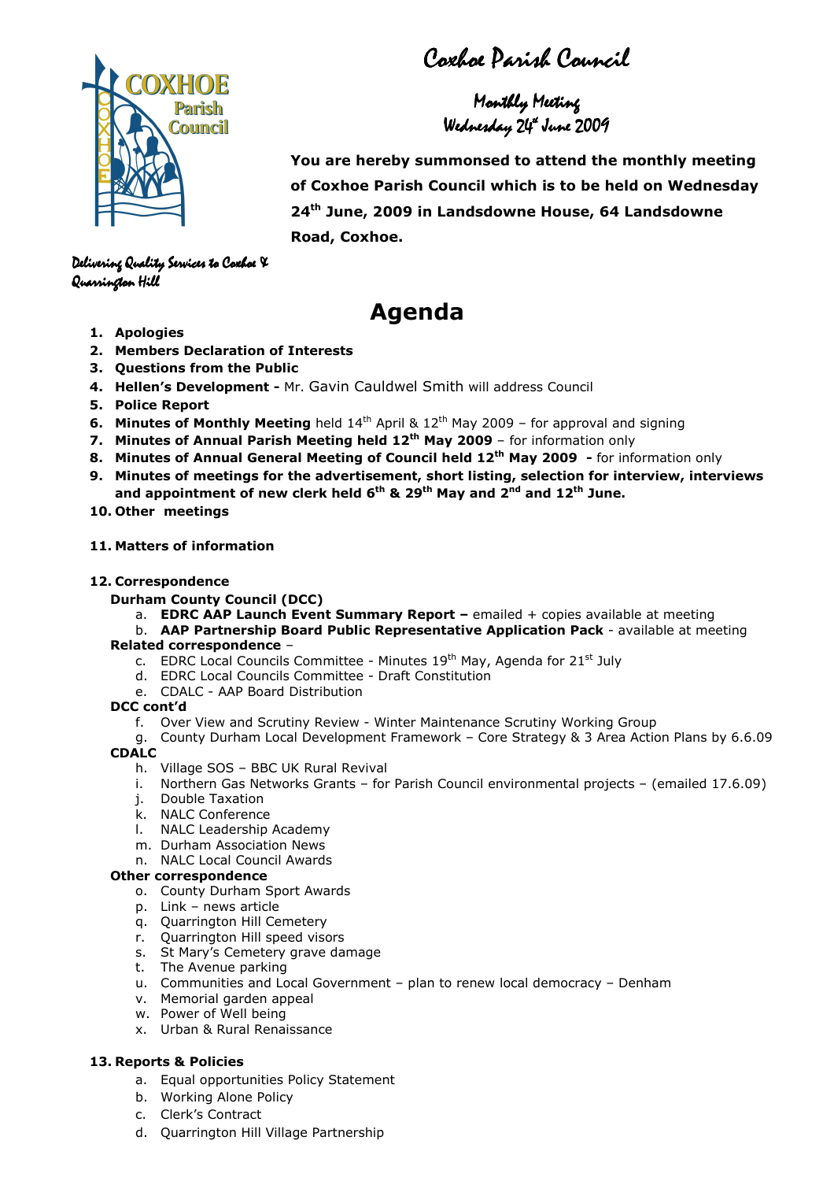# Coxhoe Parish Council

### Monthly Meeting
### Wednesday 24th June 2009

**You are hereby summonsed to attend the monthly meeting of Coxhoe Parish Council which is to be held on Wednesday 24th June, 2009 in Landsdowne House, 64 Landsdowne Road, Coxhoe.**

*Delivering Quality Services to Coxhoe & Quarrington Hill*

# Agenda

1. **Apologies**
2. **Members Declaration of Interests**
3. **Questions from the Public**
4. **Hellen's Development -** Mr. Gavin Cauldwel Smith will address Council
5. **Police Report**
6. **Minutes of Monthly Meeting** held 14th April & 12th May 2009 – for approval and signing
7. **Minutes of Annual Parish Meeting held 12th May 2009** – for information only
8. **Minutes of Annual General Meeting of Council held 12th May 2009 -** for information only
9. **Minutes of meetings for the advertisement, short listing, selection for interview, interviews and appointment of new clerk held 6th & 29th May and 2nd and 12th June.**
10. **Other meetings**
11. **Matters of information**
12. **Correspondence**

    **Durham County Council (DCC)**
    a. **EDRC AAP Launch Event Summary Report –** emailed + copies available at meeting
    b. **AAP Partnership Board Public Representative Application Pack** - available at meeting

    **Related correspondence** –
    c. EDRC Local Councils Committee - Minutes 19th May, Agenda for 21st July
    d. EDRC Local Councils Committee - Draft Constitution
    e. CDALC - AAP Board Distribution

    **DCC cont'd**
    f. Over View and Scrutiny Review - Winter Maintenance Scrutiny Working Group
    g. County Durham Local Development Framework – Core Strategy & 3 Area Action Plans by 6.6.09

    **CDALC**
    h. Village SOS – BBC UK Rural Revival
    i. Northern Gas Networks Grants – for Parish Council environmental projects – (emailed 17.6.09)
    j. Double Taxation
    k. NALC Conference
    l. NALC Leadership Academy
    m. Durham Association News
    n. NALC Local Council Awards

    **Other correspondence**
    o. County Durham Sport Awards
    p. Link – news article
    q. Quarrington Hill Cemetery
    r. Quarrington Hill speed visors
    s. St Mary's Cemetery grave damage
    t. The Avenue parking
    u. Communities and Local Government – plan to renew local democracy – Denham
    v. Memorial garden appeal
    w. Power of Well being
    x. Urban & Rural Renaissance

13. **Reports & Policies**
    a. Equal opportunities Policy Statement
    b. Working Alone Policy
    c. Clerk's Contract
    d. Quarrington Hill Village Partnership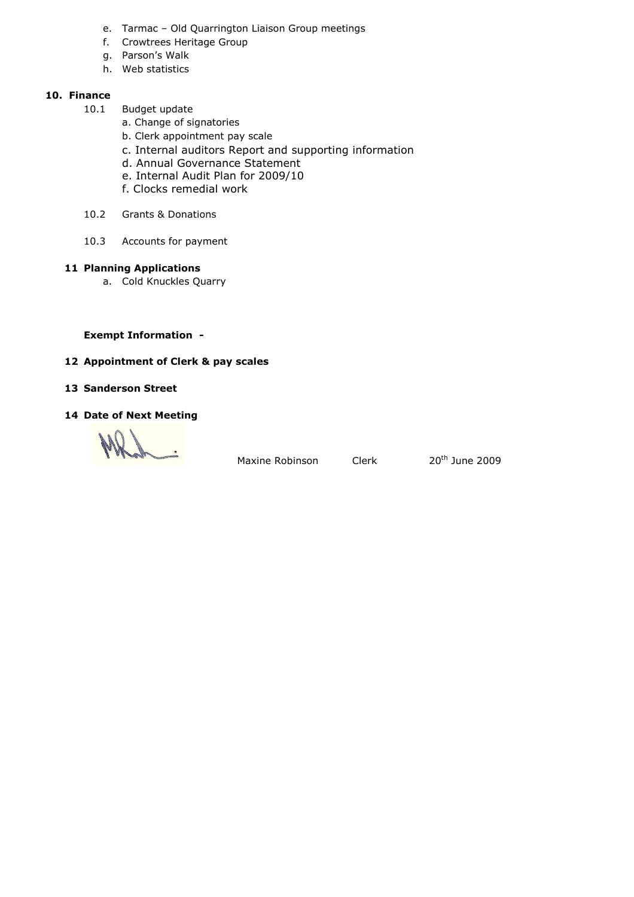e. Tarmac – Old Quarrington Liaison Group meetings
f. Crowtrees Heritage Group
g. Parson's Walk
h. Web statistics

**10. Finance**

10.1 Budget update

a. Change of signatories
b. Clerk appointment pay scale
c. Internal auditors Report and supporting information
d. Annual Governance Statement
e. Internal Audit Plan for 2009/10
f. Clocks remedial work

10.2 Grants & Donations

10.3 Accounts for payment

**11 Planning Applications**

a. Cold Knuckles Quarry

**Exempt Information -**

**12 Appointment of Clerk & pay scales**

**13 Sanderson Street**

**14 Date of Next Meeting**

Maxine Robinson    Clerk    20th June 2009